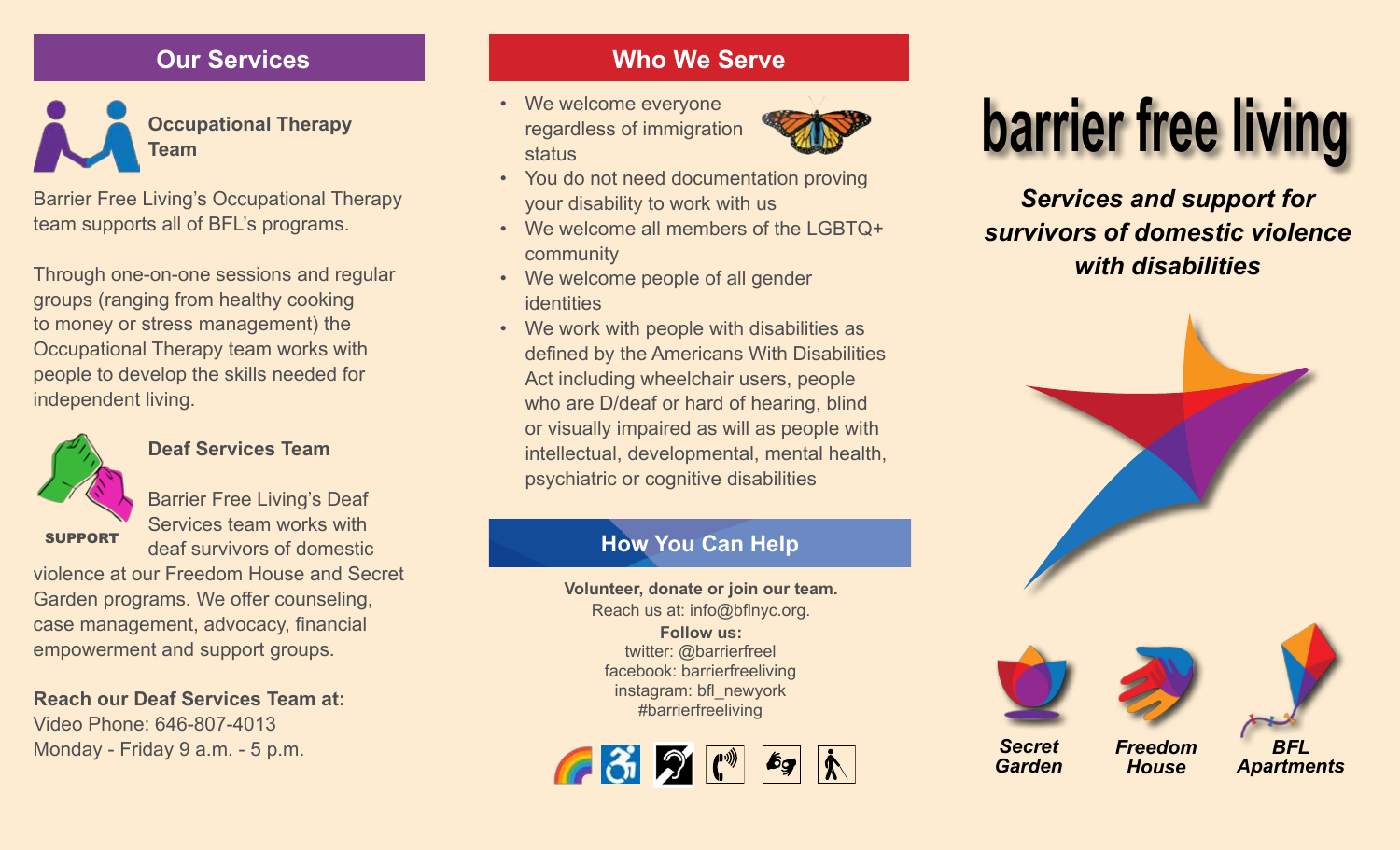## Our Services

### Occupational Therapy Team

Barrier Free Living's Occupational Therapy team supports all of BFL's programs.

Through one-on-one sessions and regular groups (ranging from healthy cooking to money or stress management) the Occupational Therapy team works with people to develop the skills needed for independent living.

### Deaf Services Team

SUPPORT

Barrier Free Living's Deaf Services team works with deaf survivors of domestic violence at our Freedom House and Secret Garden programs. We offer counseling, case management, advocacy, financial empowerment and support groups.

**Reach our Deaf Services Team at:**
Video Phone: 646-807-4013
Monday - Friday 9 a.m. - 5 p.m.

## Who We Serve

- We welcome everyone regardless of immigration status
- You do not need documentation proving your disability to work with us
- We welcome all members of the LGBTQ+ community
- We welcome people of all gender identities
- We work with people with disabilities as defined by the Americans With Disabilities Act including wheelchair users, people who are D/deaf or hard of hearing, blind or visually impaired as will as people with intellectual, developmental, mental health, psychiatric or cognitive disabilities

## How You Can Help

**Volunteer, donate or join our team.**
Reach us at: info@bflnyc.org.

**Follow us:**
twitter: @barrierfreel
facebook: barrierfreeliving
instagram: bfl_newyork
#barrierfreeliving

# barrier free living

***Services and support for survivors of domestic violence with disabilities***

***Secret Garden*** ***Freedom House*** ***BFL Apartments***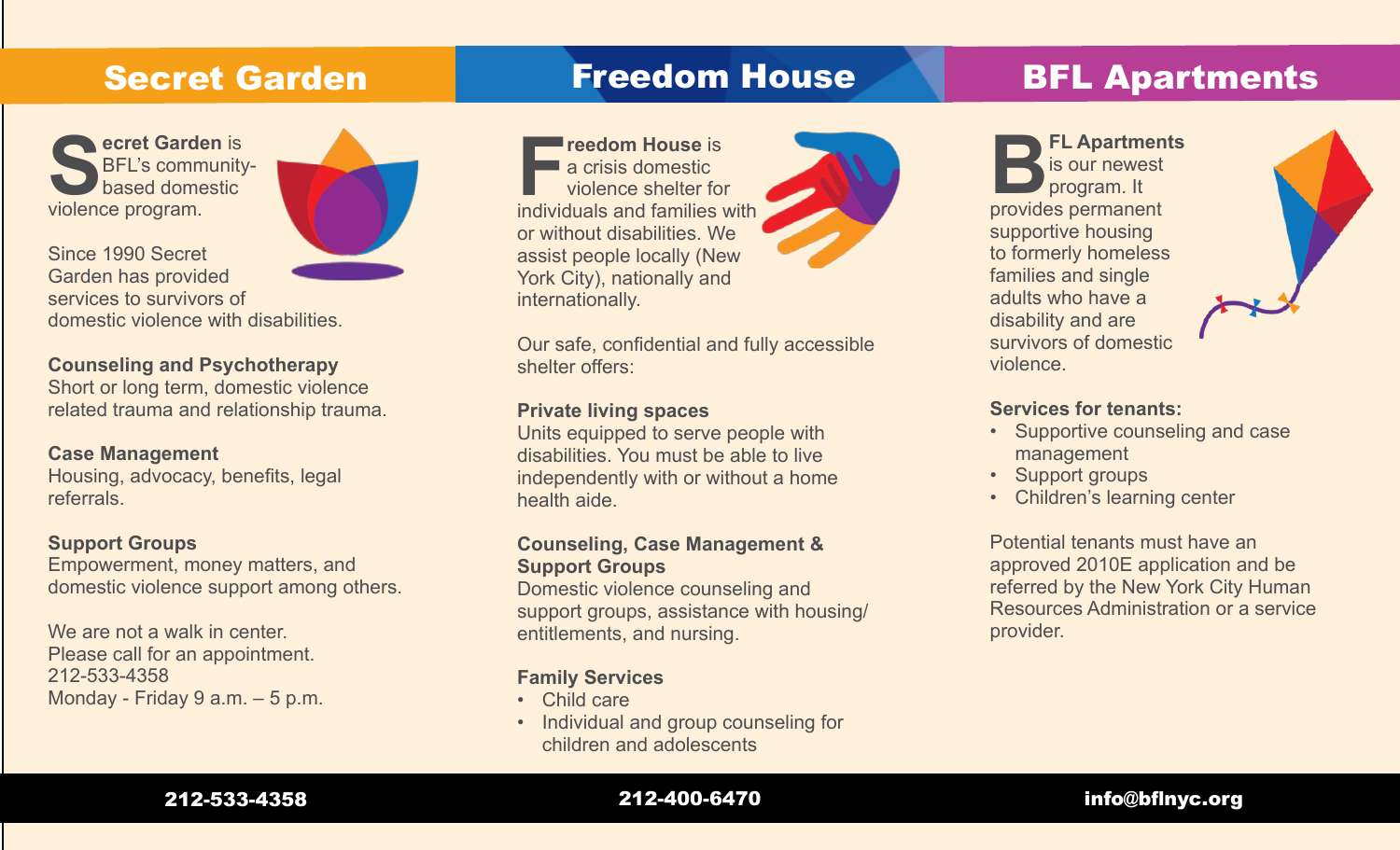## Secret Garden

Secret Garden is BFL's community-based domestic violence program.

Since 1990 Secret Garden has provided services to survivors of domestic violence with disabilities.

**Counseling and Psychotherapy**
Short or long term, domestic violence related trauma and relationship trauma.

**Case Management**
Housing, advocacy, benefits, legal referrals.

**Support Groups**
Empowerment, money matters, and domestic violence support among others.

We are not a walk in center.
Please call for an appointment.
212-533-4358
Monday - Friday 9 a.m. – 5 p.m.

## Freedom House

Freedom House is a crisis domestic violence shelter for individuals and families with or without disabilities. We assist people locally (New York City), nationally and internationally.

Our safe, confidential and fully accessible shelter offers:

**Private living spaces**
Units equipped to serve people with disabilities. You must be able to live independently with or without a home health aide.

**Counseling, Case Management & Support Groups**
Domestic violence counseling and support groups, assistance with housing/entitlements, and nursing.

**Family Services**

- Child care
- Individual and group counseling for children and adolescents

## BFL Apartments

BFL Apartments is our newest program. It provides permanent supportive housing to formerly homeless families and single adults who have a disability and are survivors of domestic violence.

**Services for tenants:**

- Supportive counseling and case management
- Support groups
- Children's learning center

Potential tenants must have an approved 2010E application and be referred by the New York City Human Resources Administration or a service provider.

**212-533-4358** | **212-400-6470** | **info@bflnyc.org**